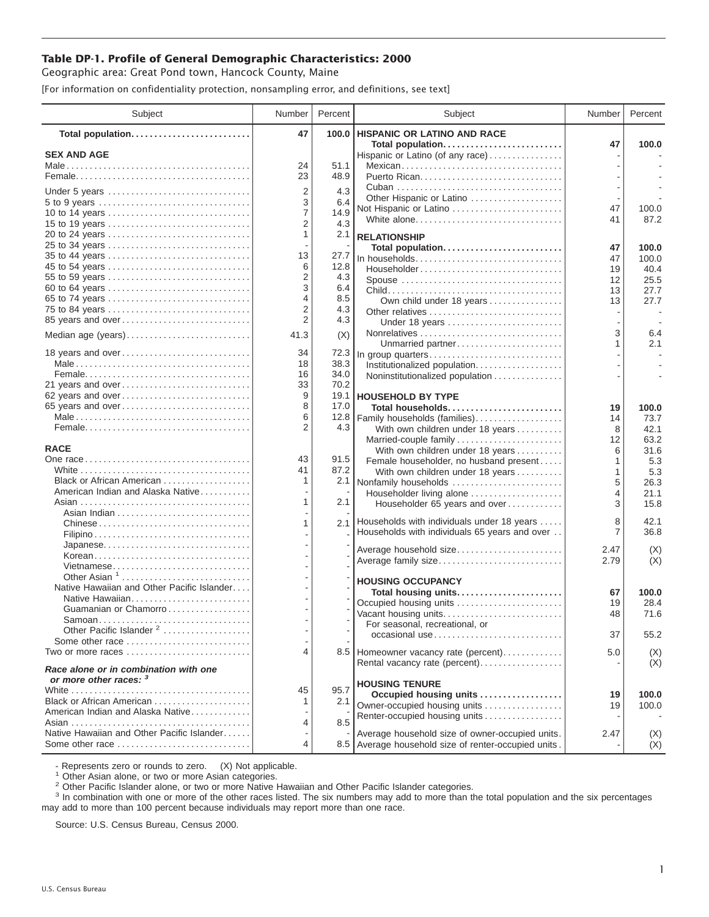# Table DP-1. Profile of General Demographic Characteristics: 2000

Geographic area: Great Pond town, Hancock County, Maine

[For information on confidentiality protection, nonsampling error, and definitions, see text]

| Subject | Number | Percent |
|---|---|---|
| **Total population** | **47** | **100.0** |
| **SEX AND AGE** | | |
| Male | 24 | 51.1 |
| Female | 23 | 48.9 |
| Under 5 years | 2 | 4.3 |
| 5 to 9 years | 3 | 6.4 |
| 10 to 14 years | 7 | 14.9 |
| 15 to 19 years | 2 | 4.3 |
| 20 to 24 years | 1 | 2.1 |
| 25 to 34 years | - | - |
| 35 to 44 years | 13 | 27.7 |
| 45 to 54 years | 6 | 12.8 |
| 55 to 59 years | 2 | 4.3 |
| 60 to 64 years | 3 | 6.4 |
| 65 to 74 years | 4 | 8.5 |
| 75 to 84 years | 2 | 4.3 |
| 85 years and over | 2 | 4.3 |
| Median age (years) | 41.3 | (X) |
| 18 years and over | 34 | 72.3 |
| Male | 18 | 38.3 |
| Female | 16 | 34.0 |
| 21 years and over | 33 | 70.2 |
| 62 years and over | 9 | 19.1 |
| 65 years and over | 8 | 17.0 |
| Male | 6 | 12.8 |
| Female | 2 | 4.3 |
| **RACE** | | |
| One race | 43 | 91.5 |
| White | 41 | 87.2 |
| Black or African American | 1 | 2.1 |
| American Indian and Alaska Native | - | - |
| Asian | 1 | 2.1 |
| Asian Indian | - | - |
| Chinese | 1 | 2.1 |
| Filipino | - | - |
| Japanese | - | - |
| Korean | - | - |
| Vietnamese | - | - |
| Other Asian [1] | - | - |
| Native Hawaiian and Other Pacific Islander | - | - |
| Native Hawaiian | - | - |
| Guamanian or Chamorro | - | - |
| Samoan | - | - |
| Other Pacific Islander [2] | - | - |
| Some other race | - | - |
| Two or more races | 4 | 8.5 |
| ***Race alone or in combination with one or more other races: [3]*** | | |
| White | 45 | 95.7 |
| Black or African American | 1 | 2.1 |
| American Indian and Alaska Native | - | - |
| Asian | 4 | 8.5 |
| Native Hawaiian and Other Pacific Islander | - | - |
| Some other race | 4 | 8.5 |
| **HISPANIC OR LATINO AND RACE** | | |
| **Total population** | **47** | **100.0** |
| Hispanic or Latino (of any race) | - | - |
| Mexican | - | - |
| Puerto Rican | - | - |
| Cuban | - | - |
| Other Hispanic or Latino | - | - |
| Not Hispanic or Latino | 47 | 100.0 |
| White alone | 41 | 87.2 |
| **RELATIONSHIP** | | |
| **Total population** | **47** | **100.0** |
| In households | 47 | 100.0 |
| Householder | 19 | 40.4 |
| Spouse | 12 | 25.5 |
| Child | 13 | 27.7 |
| Own child under 18 years | 13 | 27.7 |
| Other relatives | - | - |
| Under 18 years | - | - |
| Nonrelatives | 3 | 6.4 |
| Unmarried partner | 1 | 2.1 |
| In group quarters | - | - |
| Institutionalized population | - | - |
| Noninstitutionalized population | - | - |
| **HOUSEHOLD BY TYPE** | | |
| **Total households** | **19** | **100.0** |
| Family households (families) | 14 | 73.7 |
| With own children under 18 years | 8 | 42.1 |
| Married-couple family | 12 | 63.2 |
| With own children under 18 years | 6 | 31.6 |
| Female householder, no husband present | 1 | 5.3 |
| With own children under 18 years | 1 | 5.3 |
| Nonfamily households | 5 | 26.3 |
| Householder living alone | 4 | 21.1 |
| Householder 65 years and over | 3 | 15.8 |
| Households with individuals under 18 years | 8 | 42.1 |
| Households with individuals 65 years and over | 7 | 36.8 |
| Average household size | 2.47 | (X) |
| Average family size | 2.79 | (X) |
| **HOUSING OCCUPANCY** | | |
| **Total housing units** | **67** | **100.0** |
| Occupied housing units | 19 | 28.4 |
| Vacant housing units | 48 | 71.6 |
| For seasonal, recreational, or occasional use | 37 | 55.2 |
| Homeowner vacancy rate (percent) | 5.0 | (X) |
| Rental vacancy rate (percent) | - | (X) |
| **HOUSING TENURE** | | |
| **Occupied housing units** | **19** | **100.0** |
| Owner-occupied housing units | 19 | 100.0 |
| Renter-occupied housing units | - | - |
| Average household size of owner-occupied units | 2.47 | (X) |
| Average household size of renter-occupied units | - | (X) |

- Represents zero or rounds to zero. (X) Not applicable.

[1] Other Asian alone, or two or more Asian categories.

[2] Other Pacific Islander alone, or two or more Native Hawaiian and Other Pacific Islander categories.

[3] In combination with one or more of the other races listed. The six numbers may add to more than the total population and the six percentages may add to more than 100 percent because individuals may report more than one race.

Source: U.S. Census Bureau, Census 2000.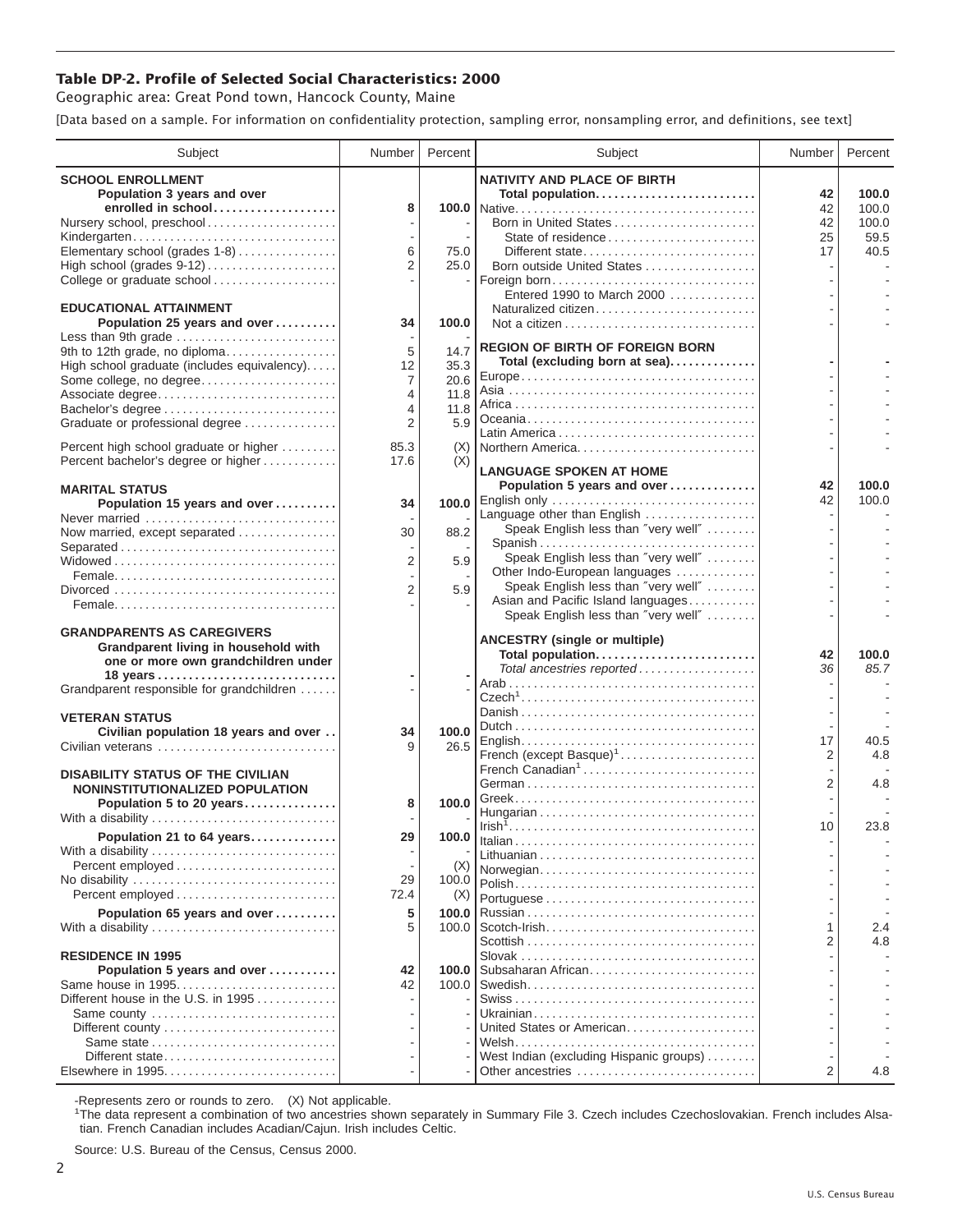# Table DP-2. Profile of Selected Social Characteristics: 2000

Geographic area: Great Pond town, Hancock County, Maine

[Data based on a sample. For information on confidentiality protection, sampling error, nonsampling error, and definitions, see text]

| Subject | Number | Percent |
|---|---|---|
| **SCHOOL ENROLLMENT** | | |
| **Population 3 years and over enrolled in school** | **8** | **100.0** |
| Nursery school, preschool | - | - |
| Kindergarten | - | - |
| Elementary school (grades 1-8) | 6 | 75.0 |
| High school (grades 9-12) | 2 | 25.0 |
| College or graduate school | - | - |
| **EDUCATIONAL ATTAINMENT** | | |
| **Population 25 years and over** | **34** | **100.0** |
| Less than 9th grade | - | - |
| 9th to 12th grade, no diploma | 5 | 14.7 |
| High school graduate (includes equivalency) | 12 | 35.3 |
| Some college, no degree | 7 | 20.6 |
| Associate degree | 4 | 11.8 |
| Bachelor's degree | 4 | 11.8 |
| Graduate or professional degree | 2 | 5.9 |
| Percent high school graduate or higher | 85.3 | (X) |
| Percent bachelor's degree or higher | 17.6 | (X) |
| **MARITAL STATUS** | | |
| **Population 15 years and over** | **34** | **100.0** |
| Never married | - | - |
| Now married, except separated | 30 | 88.2 |
| Separated | - | - |
| Widowed | 2 | 5.9 |
| Female | - | - |
| Divorced | 2 | 5.9 |
| Female | - | - |
| **GRANDPARENTS AS CAREGIVERS** | | |
| **Grandparent living in household with one or more own grandchildren under 18 years** | **-** | **-** |
| Grandparent responsible for grandchildren | - | - |
| **VETERAN STATUS** | | |
| **Civilian population 18 years and over** | **34** | **100.0** |
| Civilian veterans | 9 | 26.5 |
| **DISABILITY STATUS OF THE CIVILIAN NONINSTITUTIONALIZED POPULATION** | | |
| **Population 5 to 20 years** | **8** | **100.0** |
| With a disability | - | - |
| **Population 21 to 64 years** | **29** | **100.0** |
| With a disability | - | - |
| Percent employed | - | (X) |
| No disability | 29 | 100.0 |
| Percent employed | 72.4 | (X) |
| **Population 65 years and over** | **5** | **100.0** |
| With a disability | 5 | 100.0 |
| **RESIDENCE IN 1995** | | |
| **Population 5 years and over** | **42** | **100.0** |
| Same house in 1995 | 42 | 100.0 |
| Different house in the U.S. in 1995 | - | - |
| Same county | - | - |
| Different county | - | - |
| Same state | - | - |
| Different state | - | - |
| Elsewhere in 1995 | - | - |

| Subject | Number | Percent |
|---|---|---|
| **NATIVITY AND PLACE OF BIRTH** | | |
| **Total population** | **42** | **100.0** |
| Native | 42 | 100.0 |
| Born in United States | 42 | 100.0 |
| State of residence | 25 | 59.5 |
| Different state | 17 | 40.5 |
| Born outside United States | - | - |
| Foreign born | - | - |
| Entered 1990 to March 2000 | - | - |
| Naturalized citizen | - | - |
| Not a citizen | - | - |
| **REGION OF BIRTH OF FOREIGN BORN** | | |
| **Total (excluding born at sea)** | **-** | **-** |
| Europe | - | - |
| Asia | - | - |
| Africa | - | - |
| Oceania | - | - |
| Latin America | - | - |
| Northern America | - | - |
| **LANGUAGE SPOKEN AT HOME** | | |
| **Population 5 years and over** | **42** | **100.0** |
| English only | 42 | 100.0 |
| Language other than English | - | - |
| Speak English less than "very well" | - | - |
| Spanish | - | - |
| Speak English less than "very well" | - | - |
| Other Indo-European languages | - | - |
| Speak English less than "very well" | - | - |
| Asian and Pacific Island languages | - | - |
| Speak English less than "very well" | - | - |
| **ANCESTRY (single or multiple)** | | |
| **Total population** | **42** | **100.0** |
| *Total ancestries reported* | *36* | *85.7* |
| Arab | - | - |
| Czech[1] | - | - |
| Danish | - | - |
| Dutch | - | - |
| English | 17 | 40.5 |
| French (except Basque)[1] | 2 | 4.8 |
| French Canadian[1] | - | - |
| German | 2 | 4.8 |
| Greek | - | - |
| Hungarian | - | - |
| Irish[1] | 10 | 23.8 |
| Italian | - | - |
| Lithuanian | - | - |
| Norwegian | - | - |
| Polish | - | - |
| Portuguese | - | - |
| Russian | - | - |
| Scotch-Irish | 1 | 2.4 |
| Scottish | 2 | 4.8 |
| Slovak | - | - |
| Subsaharan African | - | - |
| Swedish | - | - |
| Swiss | - | - |
| Ukrainian | - | - |
| United States or American | - | - |
| Welsh | - | - |
| West Indian (excluding Hispanic groups) | - | - |
| Other ancestries | 2 | 4.8 |

-Represents zero or rounds to zero. (X) Not applicable.

[1]The data represent a combination of two ancestries shown separately in Summary File 3. Czech includes Czechoslovakian. French includes Alsatian. French Canadian includes Acadian/Cajun. Irish includes Celtic.

Source: U.S. Bureau of the Census, Census 2000.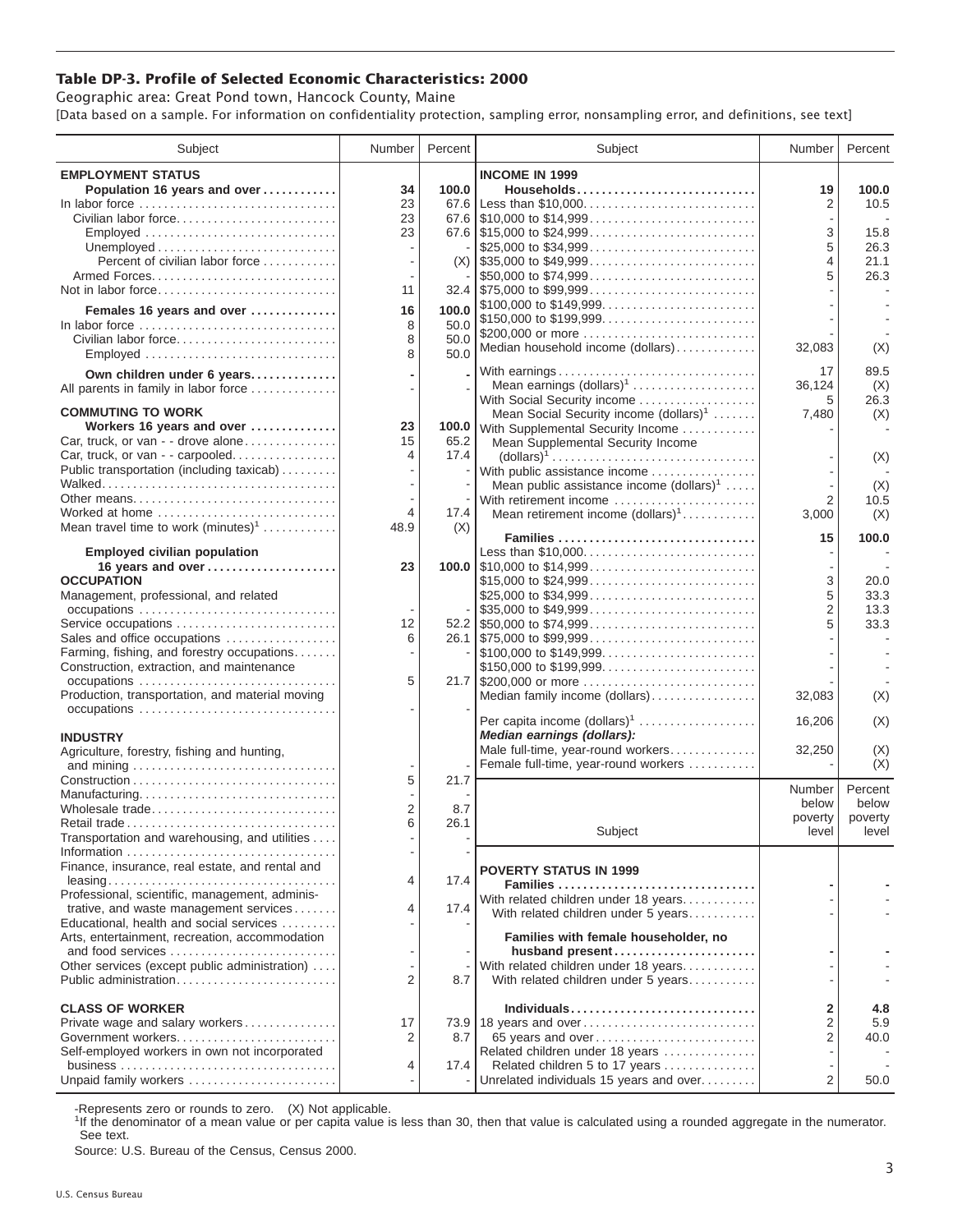# Table DP-3. Profile of Selected Economic Characteristics: 2000

Geographic area: Great Pond town, Hancock County, Maine

[Data based on a sample. For information on confidentiality protection, sampling error, nonsampling error, and definitions, see text]

| Subject | Number | Percent |
|---|---|---|
| **EMPLOYMENT STATUS** | | |
| **Population 16 years and over** | **34** | **100.0** |
| In labor force | 23 | 67.6 |
| Civilian labor force | 23 | 67.6 |
| Employed | 23 | 67.6 |
| Unemployed | - | - |
| Percent of civilian labor force | - | (X) |
| Armed Forces | - | - |
| Not in labor force | 11 | 32.4 |
| **Females 16 years and over** | **16** | **100.0** |
| In labor force | 8 | 50.0 |
| Civilian labor force | 8 | 50.0 |
| Employed | 8 | 50.0 |
| **Own children under 6 years** | **-** | **-** |
| All parents in family in labor force | - | - |
| **COMMUTING TO WORK** | | |
| **Workers 16 years and over** | **23** | **100.0** |
| Car, truck, or van - - drove alone | 15 | 65.2 |
| Car, truck, or van - - carpooled | 4 | 17.4 |
| Public transportation (including taxicab) | - | - |
| Walked | - | - |
| Other means | - | - |
| Worked at home | 4 | 17.4 |
| Mean travel time to work (minutes)[1] | 48.9 | (X) |
| **Employed civilian population 16 years and over** | **23** | **100.0** |
| **OCCUPATION** | | |
| Management, professional, and related occupations | - | - |
| Service occupations | 12 | 52.2 |
| Sales and office occupations | 6 | 26.1 |
| Farming, fishing, and forestry occupations | - | - |
| Construction, extraction, and maintenance occupations | 5 | 21.7 |
| Production, transportation, and material moving occupations | - | - |
| **INDUSTRY** | | |
| Agriculture, forestry, fishing and hunting, and mining | - | - |
| Construction | 5 | 21.7 |
| Manufacturing | - | - |
| Wholesale trade | 2 | 8.7 |
| Retail trade | 6 | 26.1 |
| Transportation and warehousing, and utilities | - | - |
| Information | - | - |
| Finance, insurance, real estate, and rental and leasing | 4 | 17.4 |
| Professional, scientific, management, administrative, and waste management services | 4 | 17.4 |
| Educational, health and social services | - | - |
| Arts, entertainment, recreation, accommodation and food services | - | - |
| Other services (except public administration) | - | - |
| Public administration | 2 | 8.7 |
| **CLASS OF WORKER** | | |
| Private wage and salary workers | 17 | 73.9 |
| Government workers | 2 | 8.7 |
| Self-employed workers in own not incorporated business | 4 | 17.4 |
| Unpaid family workers | - | - |

| Subject | Number | Percent |
|---|---|---|
| **INCOME IN 1999** | | |
| **Households** | **19** | **100.0** |
| Less than $10,000 | 2 | 10.5 |
| $10,000 to $14,999 | - | - |
| $15,000 to $24,999 | 3 | 15.8 |
| $25,000 to $34,999 | 5 | 26.3 |
| $35,000 to $49,999 | 4 | 21.1 |
| $50,000 to $74,999 | 5 | 26.3 |
| $75,000 to $99,999 | - | - |
| $100,000 to $149,999 | - | - |
| $150,000 to $199,999 | - | - |
| $200,000 or more | - | - |
| Median household income (dollars) | 32,083 | (X) |
| With earnings | 17 | 89.5 |
| Mean earnings (dollars)[1] | 36,124 | (X) |
| With Social Security income | 5 | 26.3 |
| Mean Social Security income (dollars)[1] | 7,480 | (X) |
| With Supplemental Security Income | - | - |
| Mean Supplemental Security Income (dollars)[1] | - | (X) |
| With public assistance income | - | - |
| Mean public assistance income (dollars)[1] | - | (X) |
| With retirement income | 2 | 10.5 |
| Mean retirement income (dollars)[1] | 3,000 | (X) |
| **Families** | **15** | **100.0** |
| Less than $10,000 | - | - |
| $10,000 to $14,999 | - | - |
| $15,000 to $24,999 | 3 | 20.0 |
| $25,000 to $34,999 | 5 | 33.3 |
| $35,000 to $49,999 | 2 | 13.3 |
| $50,000 to $74,999 | 5 | 33.3 |
| $75,000 to $99,999 | - | - |
| $100,000 to $149,999 | - | - |
| $150,000 to $199,999 | - | - |
| $200,000 or more | - | - |
| Median family income (dollars) | 32,083 | (X) |
| Per capita income (dollars)[1] | 16,206 | (X) |
| ***Median earnings (dollars):*** | | |
| Male full-time, year-round workers | 32,250 | (X) |
| Female full-time, year-round workers | - | (X) |

| Subject | Number below poverty level | Percent below poverty level |
|---|---|---|
| **POVERTY STATUS IN 1999** | | |
| **Families** | **-** | **-** |
| With related children under 18 years | - | - |
| With related children under 5 years | - | - |
| **Families with female householder, no husband present** | **-** | **-** |
| With related children under 18 years | - | - |
| With related children under 5 years | - | - |
| **Individuals** | **2** | **4.8** |
| 18 years and over | 2 | 5.9 |
| 65 years and over | 2 | 40.0 |
| Related children under 18 years | - | - |
| Related children 5 to 17 years | - | - |
| Unrelated individuals 15 years and over | 2 | 50.0 |

-Represents zero or rounds to zero. (X) Not applicable.

[1]If the denominator of a mean value or per capita value is less than 30, then that value is calculated using a rounded aggregate in the numerator. See text.

Source: U.S. Bureau of the Census, Census 2000.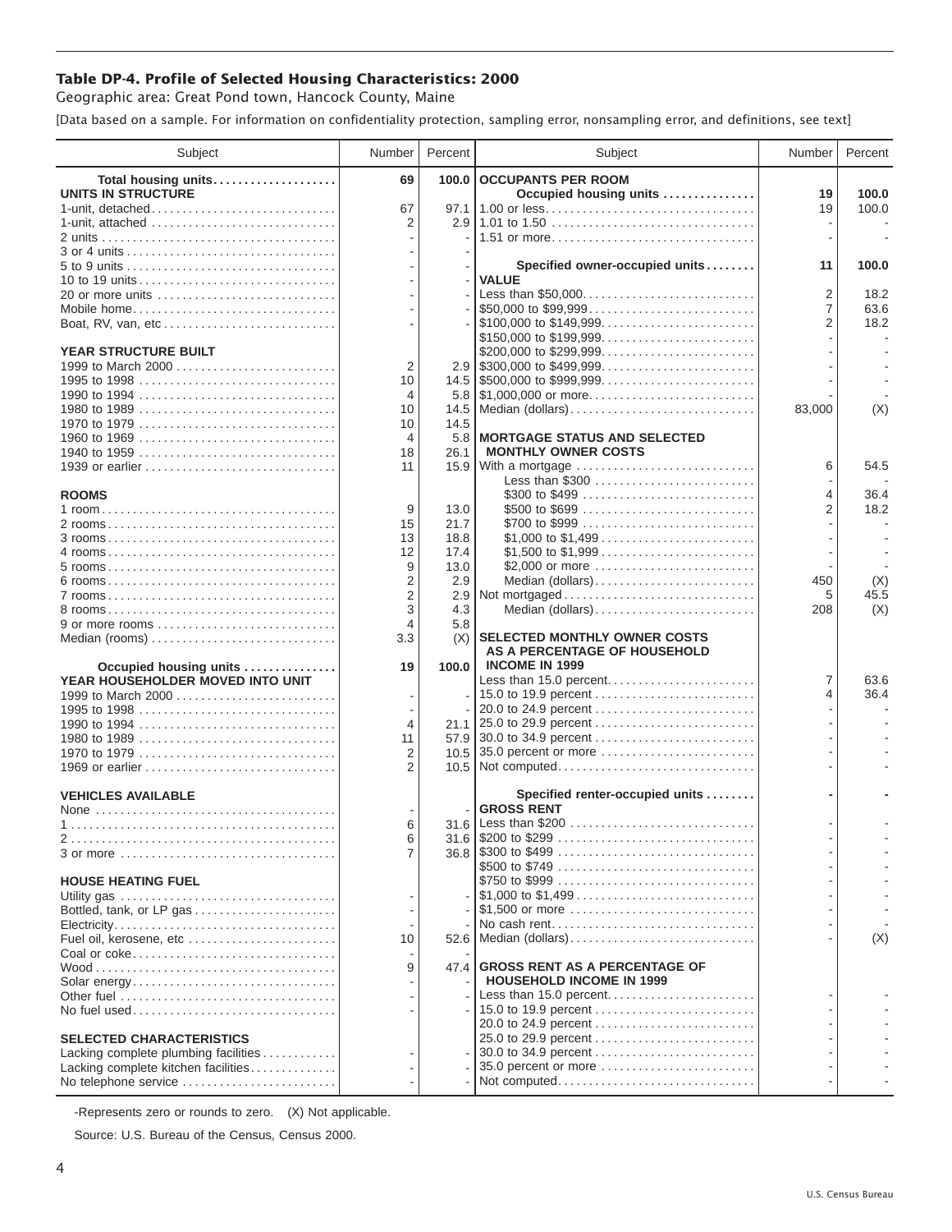## Table DP-4. Profile of Selected Housing Characteristics: 2000

Geographic area: Great Pond town, Hancock County, Maine

[Data based on a sample. For information on confidentiality protection, sampling error, nonsampling error, and definitions, see text]

| Subject | Number | Percent | Subject | Number | Percent |
|---|---|---|---|---|---|
| **Total housing units** | **69** | **100.0** | **OCCUPANTS PER ROOM** | | |
| **UNITS IN STRUCTURE** | | | **Occupied housing units** | **19** | **100.0** |
| 1-unit, detached | 67 | 97.1 | 1.00 or less | 19 | 100.0 |
| 1-unit, attached | 2 | 2.9 | 1.01 to 1.50 | - | - |
| 2 units | - | - | 1.51 or more | - | - |
| 3 or 4 units | - | - | | | |
| 5 to 9 units | - | - | **Specified owner-occupied units** | **11** | **100.0** |
| 10 to 19 units | - | - | **VALUE** | | |
| 20 or more units | - | - | Less than $50,000 | 2 | 18.2 |
| Mobile home | - | - | $50,000 to $99,999 | 7 | 63.6 |
| Boat, RV, van, etc | - | - | $100,000 to $149,999 | 2 | 18.2 |
| | | | $150,000 to $199,999 | - | - |
| **YEAR STRUCTURE BUILT** | | | $200,000 to $299,999 | - | - |
| 1999 to March 2000 | 2 | 2.9 | $300,000 to $499,999 | - | - |
| 1995 to 1998 | 10 | 14.5 | $500,000 to $999,999 | - | - |
| 1990 to 1994 | 4 | 5.8 | $1,000,000 or more | - | - |
| 1980 to 1989 | 10 | 14.5 | Median (dollars) | 83,000 | (X) |
| 1970 to 1979 | 10 | 14.5 | | | |
| 1960 to 1969 | 4 | 5.8 | **MORTGAGE STATUS AND SELECTED MONTHLY OWNER COSTS** | | |
| 1940 to 1959 | 18 | 26.1 | | | |
| 1939 or earlier | 11 | 15.9 | With a mortgage | 6 | 54.5 |
| | | | Less than $300 | - | - |
| **ROOMS** | | | $300 to $499 | 4 | 36.4 |
| 1 room | 9 | 13.0 | $500 to $699 | 2 | 18.2 |
| 2 rooms | 15 | 21.7 | $700 to $999 | - | - |
| 3 rooms | 13 | 18.8 | $1,000 to $1,499 | - | - |
| 4 rooms | 12 | 17.4 | $1,500 to $1,999 | - | - |
| 5 rooms | 9 | 13.0 | $2,000 or more | - | - |
| 6 rooms | 2 | 2.9 | Median (dollars) | 450 | (X) |
| 7 rooms | 2 | 2.9 | Not mortgaged | 5 | 45.5 |
| 8 rooms | 3 | 4.3 | Median (dollars) | 208 | (X) |
| 9 or more rooms | 4 | 5.8 | | | |
| Median (rooms) | 3.3 | (X) | **SELECTED MONTHLY OWNER COSTS AS A PERCENTAGE OF HOUSEHOLD INCOME IN 1999** | | |
| **Occupied housing units** | **19** | **100.0** | | | |
| **YEAR HOUSEHOLDER MOVED INTO UNIT** | | | Less than 15.0 percent | 7 | 63.6 |
| 1999 to March 2000 | - | - | 15.0 to 19.9 percent | 4 | 36.4 |
| 1995 to 1998 | - | - | 20.0 to 24.9 percent | - | - |
| 1990 to 1994 | 4 | 21.1 | 25.0 to 29.9 percent | - | - |
| 1980 to 1989 | 11 | 57.9 | 30.0 to 34.9 percent | - | - |
| 1970 to 1979 | 2 | 10.5 | 35.0 percent or more | - | - |
| 1969 or earlier | 2 | 10.5 | Not computed | - | - |
| | | | | | |
| **VEHICLES AVAILABLE** | | | **Specified renter-occupied units** | **-** | **-** |
| None | - | - | **GROSS RENT** | | |
| 1 | 6 | 31.6 | Less than $200 | - | - |
| 2 | 6 | 31.6 | $200 to $299 | - | - |
| 3 or more | 7 | 36.8 | $300 to $499 | - | - |
| | | | $500 to $749 | - | - |
| **HOUSE HEATING FUEL** | | | $750 to $999 | - | - |
| Utility gas | - | - | $1,000 to $1,499 | - | - |
| Bottled, tank, or LP gas | - | - | $1,500 or more | - | - |
| Electricity | - | - | No cash rent | - | - |
| Fuel oil, kerosene, etc | 10 | 52.6 | Median (dollars) | - | (X) |
| Coal or coke | - | - | | | |
| Wood | 9 | 47.4 | **GROSS RENT AS A PERCENTAGE OF HOUSEHOLD INCOME IN 1999** | | |
| Solar energy | - | - | | | |
| Other fuel | - | - | Less than 15.0 percent | - | - |
| No fuel used | - | - | 15.0 to 19.9 percent | - | - |
| | | | 20.0 to 24.9 percent | - | - |
| **SELECTED CHARACTERISTICS** | | | 25.0 to 29.9 percent | - | - |
| Lacking complete plumbing facilities | - | - | 30.0 to 34.9 percent | - | - |
| Lacking complete kitchen facilities | - | - | 35.0 percent or more | - | - |
| No telephone service | - | - | Not computed | - | - |

-Represents zero or rounds to zero. (X) Not applicable.

Source: U.S. Bureau of the Census, Census 2000.